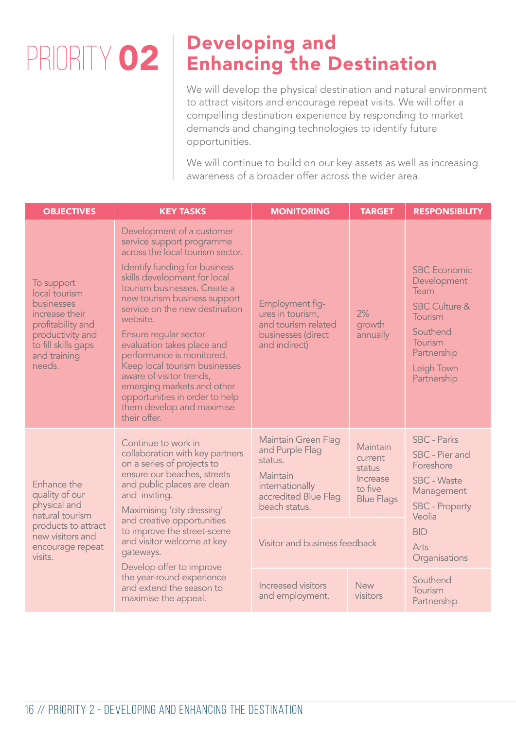# PRIORITY 02

## Developing and Enhancing the Destination

We will develop the physical destination and natural environment to attract visitors and encourage repeat visits. We will offer a compelling destination experience by responding to market demands and changing technologies to identify future opportunities.

We will continue to build on our key assets as well as increasing awareness of a broader offer across the wider area.

| OBJECTIVES | KEY TASKS | MONITORING | TARGET | RESPONSIBILITY |
|---|---|---|---|---|
| To support local tourism businesses increase their profitability and productivity and to fill skills gaps and training needs. | Development of a customer service support programme across the local tourism sector.<br><br>Identify funding for business skills development for local tourism businesses. Create a new tourism business support service on the new destination website.<br><br>Ensure regular sector evaluation takes place and performance is monitored. Keep local tourism businesses aware of visitor trends, emerging markets and other opportunities in order to help them develop and maximise their offer. | Employment figures in tourism, and tourism related businesses (direct and indirect) | 2% growth annually | SBC Economic Development Team<br><br>SBC Culture & Tourism<br><br>Southend Tourism Partnership<br><br>Leigh Town Partnership |
| Enhance the quality of our physical and natural tourism products to attract new visitors and encourage repeat visits. | Continue to work in collaboration with key partners on a series of projects to ensure our beaches, streets and public places are clean and inviting.<br><br>Maximising 'city dressing' and creative opportunities to improve the street-scene and visitor welcome at key gateways.<br><br>Develop offer to improve the year-round experience and extend the season to maximise the appeal. | Maintain Green Flag and Purple Flag status.<br><br>Maintain internationally accredited Blue Flag beach status. | Maintain current status Increase to five Blue Flags | SBC - Parks<br><br>SBC - Pier and Foreshore<br><br>SBC - Waste Management<br><br>SBC - Property Veolia<br><br>BID<br><br>Arts Organisations |
| | | Visitor and business feedback | | |
| | | Increased visitors and employment. | New visitors | Southend Tourism Partnership |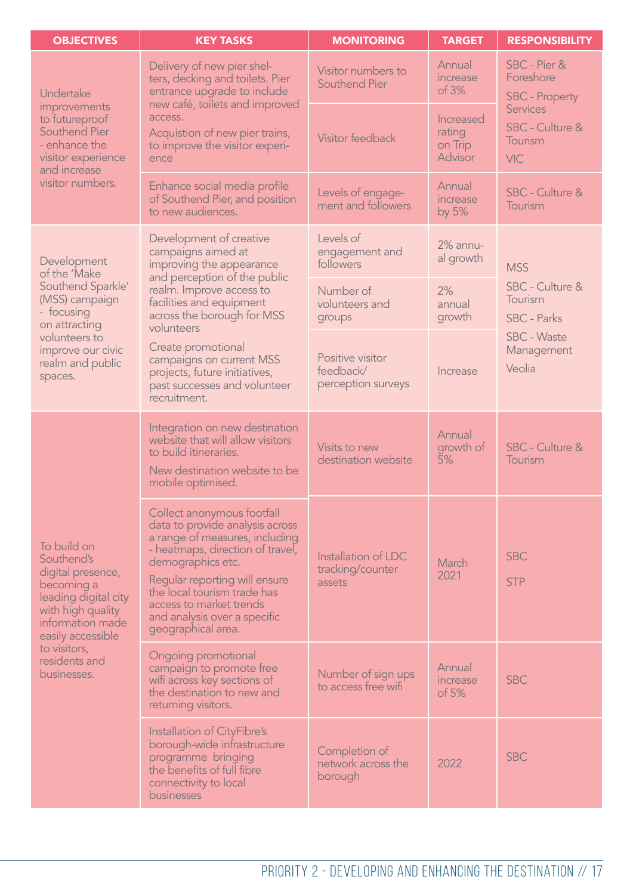| OBJECTIVES | KEY TASKS | MONITORING | TARGET | RESPONSIBILITY |
|---|---|---|---|---|
| Undertake improvements to futureproof Southend Pier - enhance the visitor experience and increase visitor numbers. | Delivery of new pier shelters, decking and toilets. Pier entrance upgrade to include new café, toilets and improved access. Acquistion of new pier trains, to improve the visitor experience | Visitor numbers to Southend Pier | Annual increase of 3% | SBC - Pier & Foreshore SBC - Property Services SBC - Culture & Tourism VIC |
| | | Visitor feedback | Increased rating on Trip Advisor | |
| | Enhance social media profile of Southend Pier, and position to new audiences. | Levels of engagement and followers | Annual increase by 5% | SBC - Culture & Tourism |
| Development of the 'Make Southend Sparkle' (MSS) campaign - focusing on attracting volunteers to improve our civic realm and public spaces. | Development of creative campaigns aimed at improving the appearance and perception of the public realm. Improve access to facilities and equipment across the borough for MSS volunteers Create promotional campaigns on current MSS projects, future initiatives, past successes and volunteer recruitment. | Levels of engagement and followers | 2% annual growth | MSS SBC - Culture & Tourism SBC - Parks SBC - Waste Management Veolia |
| | | Number of volunteers and groups | 2% annual growth | |
| | | Positive visitor feedback/ perception surveys | Increase | |
| To build on Southend's digital presence, becoming a leading digital city with high quality information made easily accessible to visitors, residents and businesses. | Integration on new destination website that will allow visitors to build itineraries. New destination website to be mobile optimised. | Visits to new destination website | Annual growth of 5% | SBC - Culture & Tourism |
| | Collect anonymous footfall data to provide analysis across a range of measures, including - heatmaps, direction of travel, demographics etc. Regular reporting will ensure the local tourism trade has access to market trends and analysis over a specific geographical area. | Installation of LDC tracking/counter assets | March 2021 | SBC STP |
| | Ongoing promotional campaign to promote free wifi across key sections of the destination to new and returning visitors. | Number of sign ups to access free wifi | Annual increase of 5% | SBC |
| | Installation of CityFibre's borough-wide infrastructure programme bringing the benefits of full fibre connectivity to local businesses | Completion of network across the borough | 2022 | SBC |